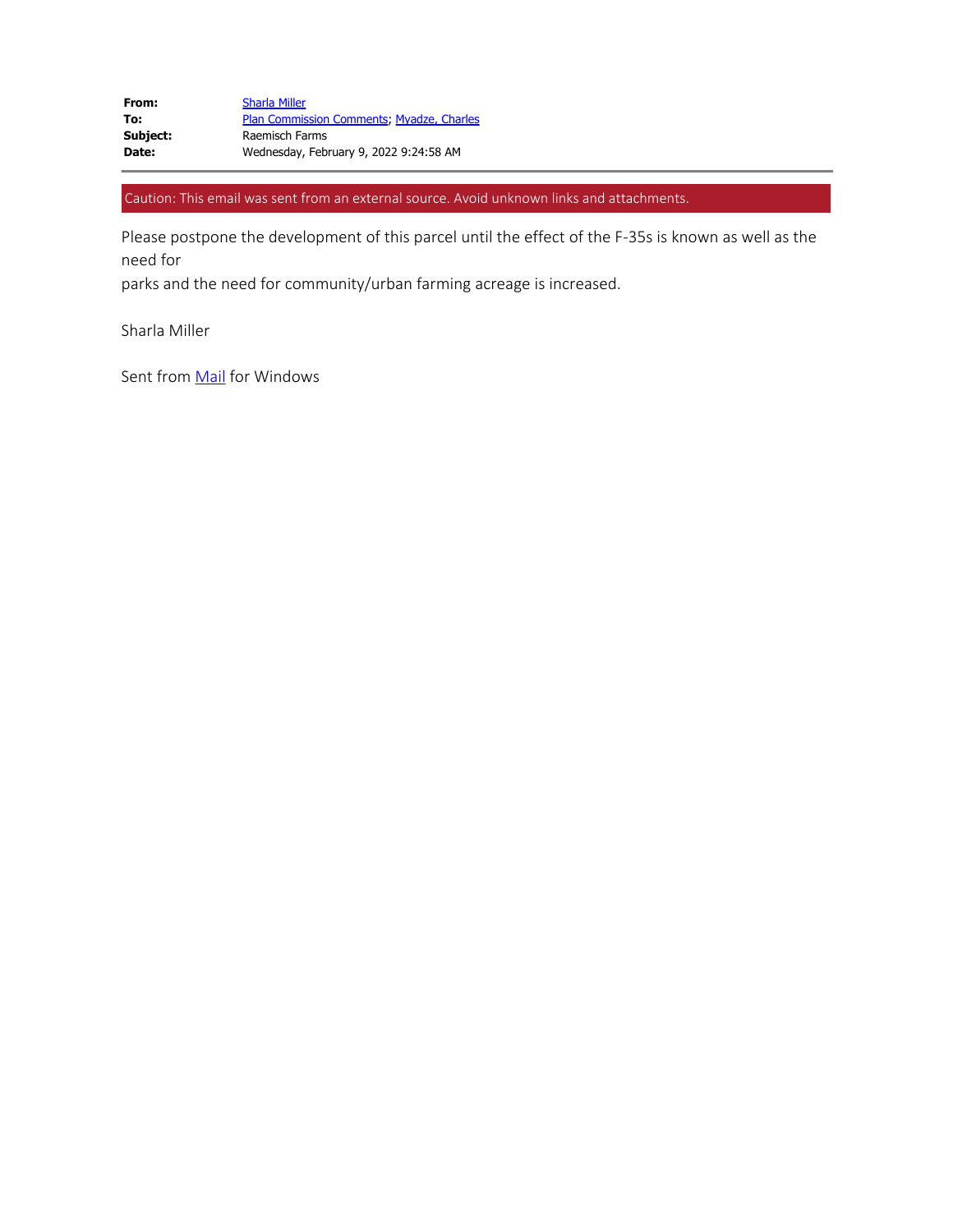| | |
|---|---|
| **From:** | Sharla Miller |
| **To:** | Plan Commission Comments; Myadze, Charles |
| **Subject:** | Raemisch Farms |
| **Date:** | Wednesday, February 9, 2022 9:24:58 AM |

Caution: This email was sent from an external source. Avoid unknown links and attachments.

Please postpone the development of this parcel until the effect of the F-35s is known as well as the need for
parks and the need for community/urban farming acreage is increased.

Sharla Miller

Sent from Mail for Windows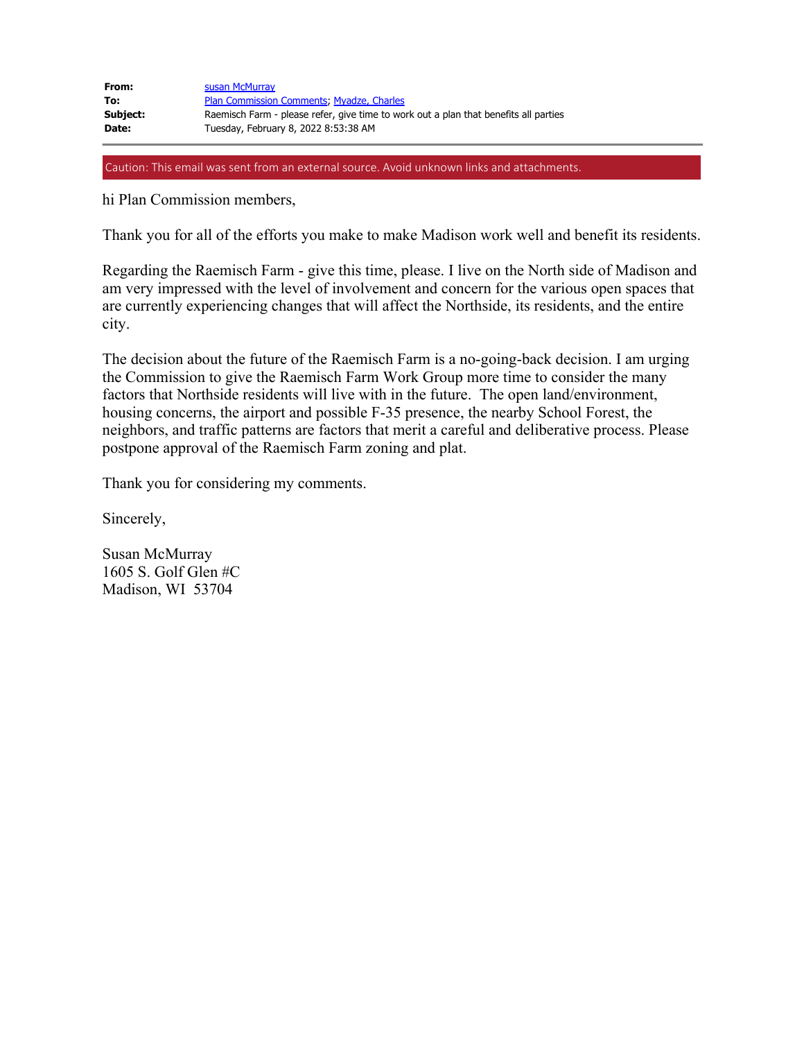| | |
|---|---|
| **From:** | susan McMurray |
| **To:** | Plan Commission Comments; Myadze, Charles |
| **Subject:** | Raemisch Farm - please refer, give time to work out a plan that benefits all parties |
| **Date:** | Tuesday, February 8, 2022 8:53:38 AM |

Caution: This email was sent from an external source. Avoid unknown links and attachments.

hi Plan Commission members,

Thank you for all of the efforts you make to make Madison work well and benefit its residents.

Regarding the Raemisch Farm - give this time, please. I live on the North side of Madison and am very impressed with the level of involvement and concern for the various open spaces that are currently experiencing changes that will affect the Northside, its residents, and the entire city.

The decision about the future of the Raemisch Farm is a no-going-back decision. I am urging the Commission to give the Raemisch Farm Work Group more time to consider the many factors that Northside residents will live with in the future. The open land/environment, housing concerns, the airport and possible F-35 presence, the nearby School Forest, the neighbors, and traffic patterns are factors that merit a careful and deliberative process. Please postpone approval of the Raemisch Farm zoning and plat.

Thank you for considering my comments.

Sincerely,

Susan McMurray
1605 S. Golf Glen #C
Madison, WI 53704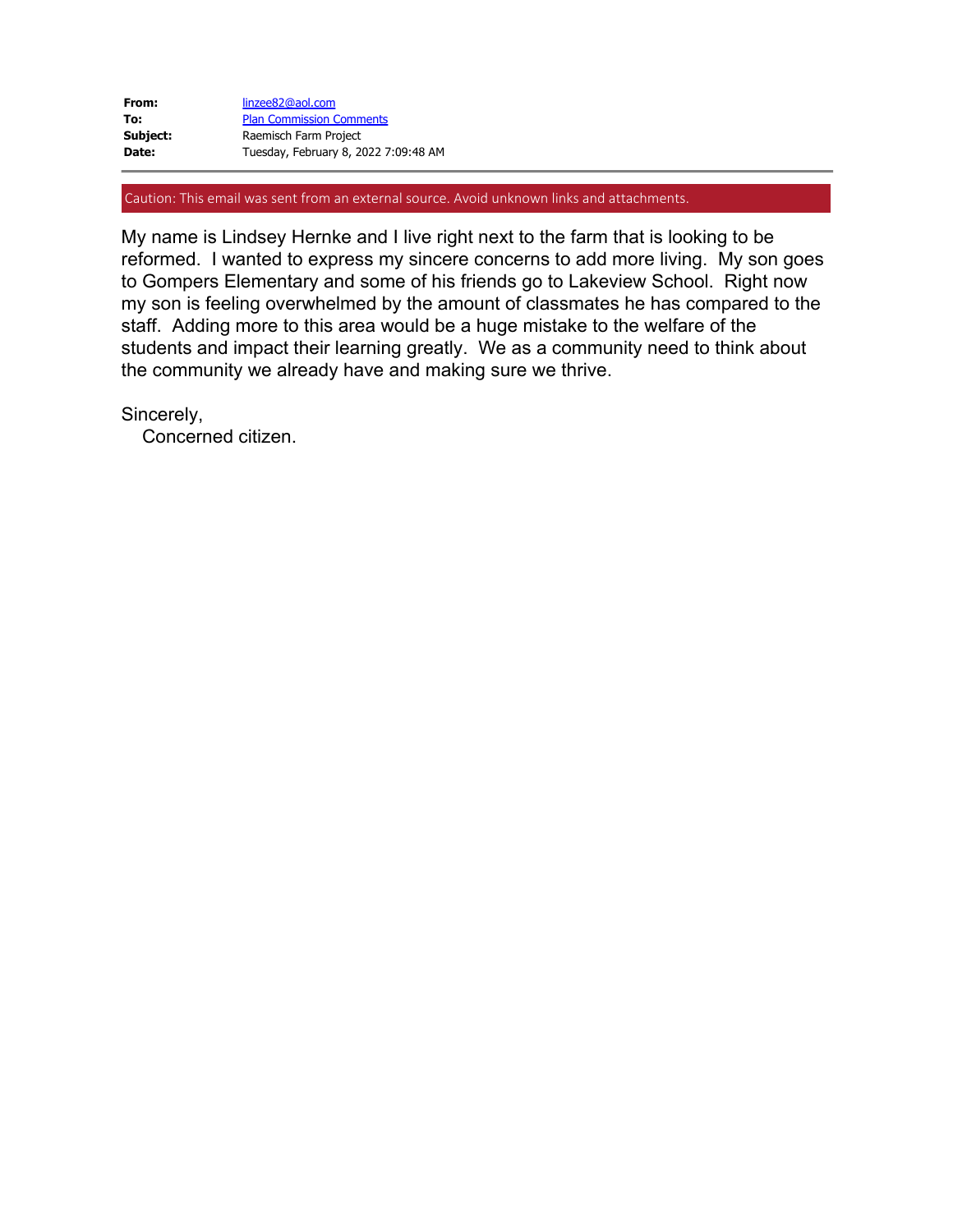| | |
|---|---|
| **From:** | linzee82@aol.com |
| **To:** | Plan Commission Comments |
| **Subject:** | Raemisch Farm Project |
| **Date:** | Tuesday, February 8, 2022 7:09:48 AM |

Caution: This email was sent from an external source. Avoid unknown links and attachments.

My name is Lindsey Hernke and I live right next to the farm that is looking to be reformed. I wanted to express my sincere concerns to add more living. My son goes to Gompers Elementary and some of his friends go to Lakeview School. Right now my son is feeling overwhelmed by the amount of classmates he has compared to the staff. Adding more to this area would be a huge mistake to the welfare of the students and impact their learning greatly. We as a community need to think about the community we already have and making sure we thrive.

Sincerely,
Concerned citizen.